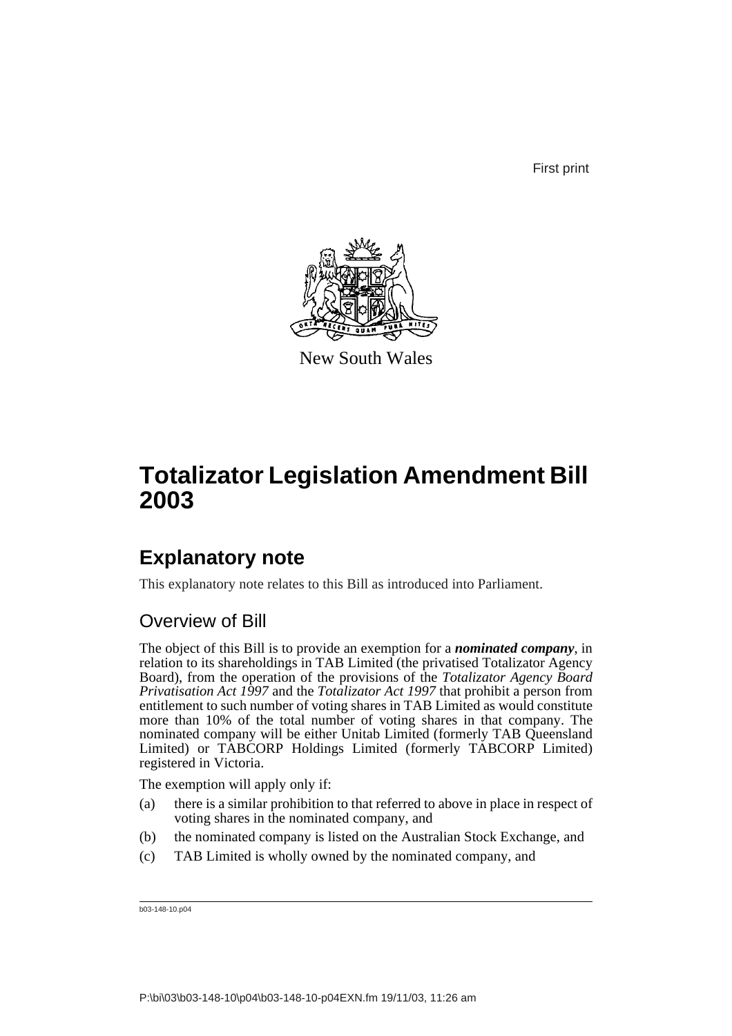First print

New South Wales

# Totalizator Legislation Amendment Bill 2003

## Explanatory note

This explanatory note relates to this Bill as introduced into Parliament.

### Overview of Bill

The object of this Bill is to provide an exemption for a ***nominated company***, in relation to its shareholdings in TAB Limited (the privatised Totalizator Agency Board), from the operation of the provisions of the *Totalizator Agency Board Privatisation Act 1997* and the *Totalizator Act 1997* that prohibit a person from entitlement to such number of voting shares in TAB Limited as would constitute more than 10% of the total number of voting shares in that company. The nominated company will be either Unitab Limited (formerly TAB Queensland Limited) or TABCORP Holdings Limited (formerly TABCORP Limited) registered in Victoria.

The exemption will apply only if:

(a) there is a similar prohibition to that referred to above in place in respect of voting shares in the nominated company, and

(b) the nominated company is listed on the Australian Stock Exchange, and

(c) TAB Limited is wholly owned by the nominated company, and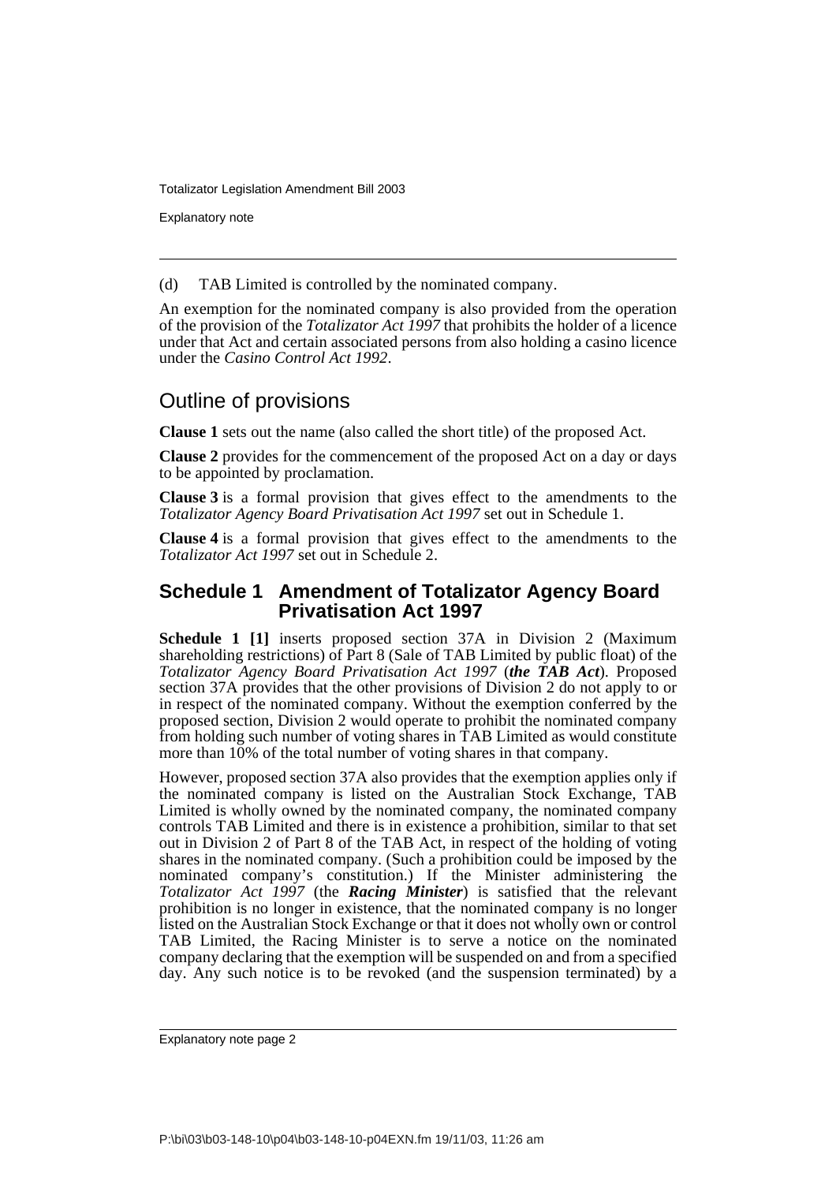(d) TAB Limited is controlled by the nominated company.

An exemption for the nominated company is also provided from the operation of the provision of the *Totalizator Act 1997* that prohibits the holder of a licence under that Act and certain associated persons from also holding a casino licence under the *Casino Control Act 1992*.

## Outline of provisions

**Clause 1** sets out the name (also called the short title) of the proposed Act.

**Clause 2** provides for the commencement of the proposed Act on a day or days to be appointed by proclamation.

**Clause 3** is a formal provision that gives effect to the amendments to the *Totalizator Agency Board Privatisation Act 1997* set out in Schedule 1.

**Clause 4** is a formal provision that gives effect to the amendments to the *Totalizator Act 1997* set out in Schedule 2.

### Schedule 1 Amendment of Totalizator Agency Board Privatisation Act 1997

**Schedule 1 [1]** inserts proposed section 37A in Division 2 (Maximum shareholding restrictions) of Part 8 (Sale of TAB Limited by public float) of the *Totalizator Agency Board Privatisation Act 1997* (***the TAB Act***). Proposed section 37A provides that the other provisions of Division 2 do not apply to or in respect of the nominated company. Without the exemption conferred by the proposed section, Division 2 would operate to prohibit the nominated company from holding such number of voting shares in TAB Limited as would constitute more than 10% of the total number of voting shares in that company.

However, proposed section 37A also provides that the exemption applies only if the nominated company is listed on the Australian Stock Exchange, TAB Limited is wholly owned by the nominated company, the nominated company controls TAB Limited and there is in existence a prohibition, similar to that set out in Division 2 of Part 8 of the TAB Act, in respect of the holding of voting shares in the nominated company. (Such a prohibition could be imposed by the nominated company's constitution.) If the Minister administering the *Totalizator Act 1997* (the ***Racing Minister***) is satisfied that the relevant prohibition is no longer in existence, that the nominated company is no longer listed on the Australian Stock Exchange or that it does not wholly own or control TAB Limited, the Racing Minister is to serve a notice on the nominated company declaring that the exemption will be suspended on and from a specified day. Any such notice is to be revoked (and the suspension terminated) by a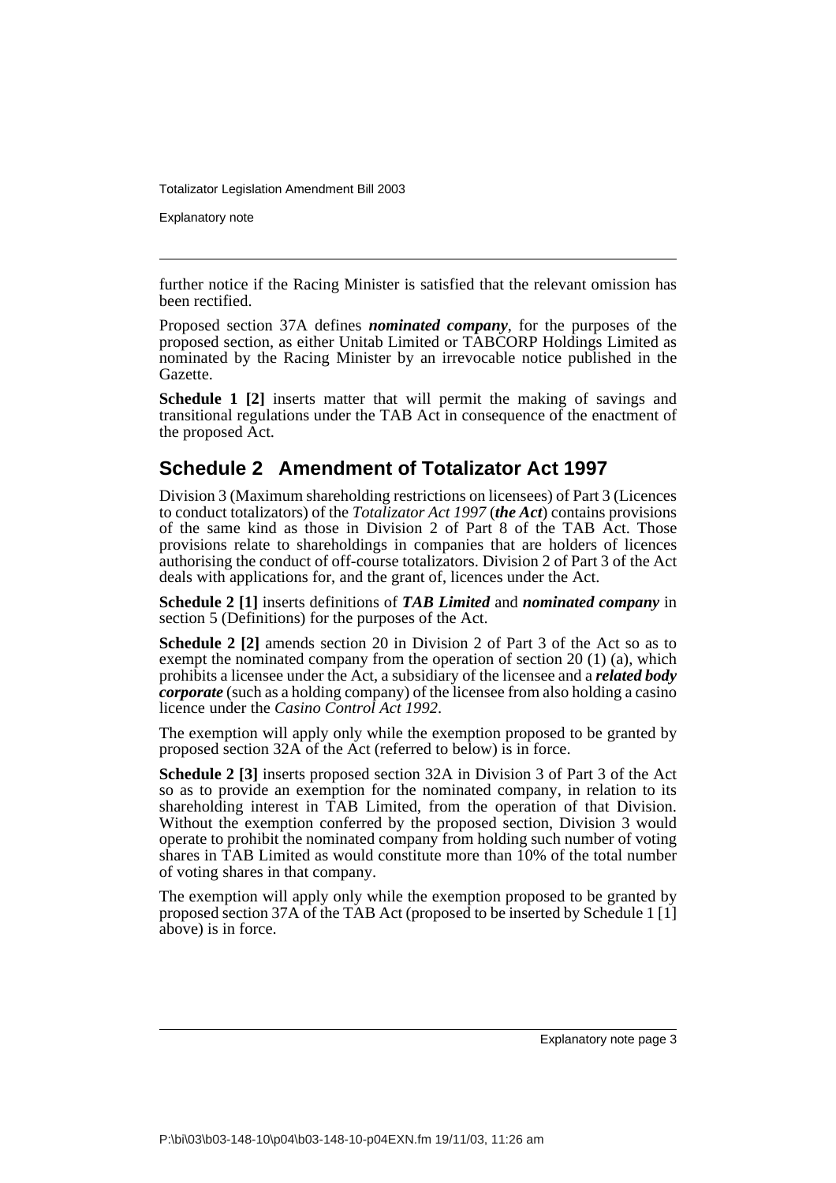further notice if the Racing Minister is satisfied that the relevant omission has been rectified.

Proposed section 37A defines ***nominated company***, for the purposes of the proposed section, as either Unitab Limited or TABCORP Holdings Limited as nominated by the Racing Minister by an irrevocable notice published in the Gazette.

**Schedule 1 [2]** inserts matter that will permit the making of savings and transitional regulations under the TAB Act in consequence of the enactment of the proposed Act.

## Schedule 2 Amendment of Totalizator Act 1997

Division 3 (Maximum shareholding restrictions on licensees) of Part 3 (Licences to conduct totalizators) of the *Totalizator Act 1997* (***the Act***) contains provisions of the same kind as those in Division 2 of Part 8 of the TAB Act. Those provisions relate to shareholdings in companies that are holders of licences authorising the conduct of off-course totalizators. Division 2 of Part 3 of the Act deals with applications for, and the grant of, licences under the Act.

**Schedule 2 [1]** inserts definitions of ***TAB Limited*** and ***nominated company*** in section 5 (Definitions) for the purposes of the Act.

**Schedule 2 [2]** amends section 20 in Division 2 of Part 3 of the Act so as to exempt the nominated company from the operation of section 20 (1) (a), which prohibits a licensee under the Act, a subsidiary of the licensee and a ***related body corporate*** (such as a holding company) of the licensee from also holding a casino licence under the *Casino Control Act 1992*.

The exemption will apply only while the exemption proposed to be granted by proposed section 32A of the Act (referred to below) is in force.

**Schedule 2 [3]** inserts proposed section 32A in Division 3 of Part 3 of the Act so as to provide an exemption for the nominated company, in relation to its shareholding interest in TAB Limited, from the operation of that Division. Without the exemption conferred by the proposed section, Division 3 would operate to prohibit the nominated company from holding such number of voting shares in TAB Limited as would constitute more than 10% of the total number of voting shares in that company.

The exemption will apply only while the exemption proposed to be granted by proposed section 37A of the TAB Act (proposed to be inserted by Schedule 1 [1] above) is in force.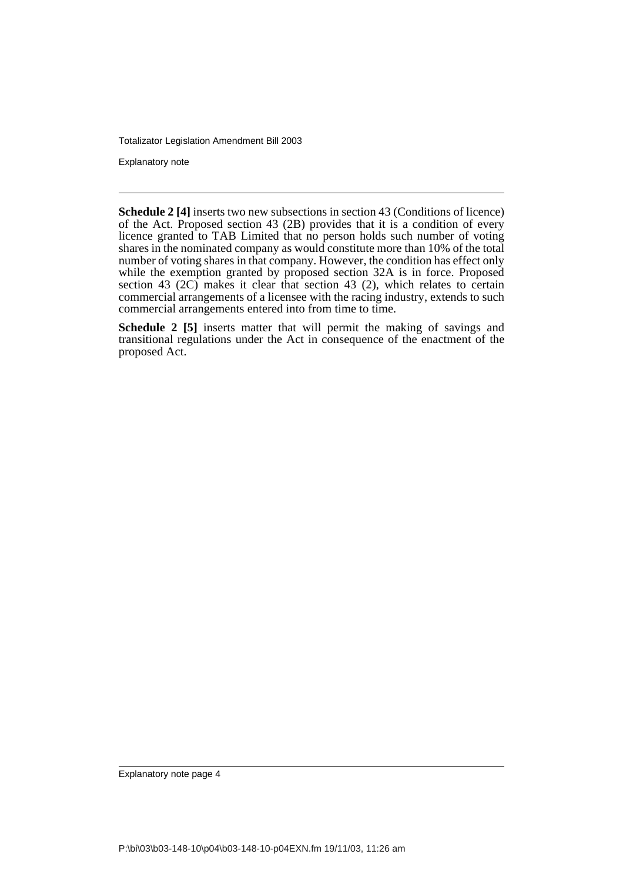**Schedule 2 [4]** inserts two new subsections in section 43 (Conditions of licence) of the Act. Proposed section 43 (2B) provides that it is a condition of every licence granted to TAB Limited that no person holds such number of voting shares in the nominated company as would constitute more than 10% of the total number of voting shares in that company. However, the condition has effect only while the exemption granted by proposed section 32A is in force. Proposed section 43 (2C) makes it clear that section 43 (2), which relates to certain commercial arrangements of a licensee with the racing industry, extends to such commercial arrangements entered into from time to time.

**Schedule 2 [5]** inserts matter that will permit the making of savings and transitional regulations under the Act in consequence of the enactment of the proposed Act.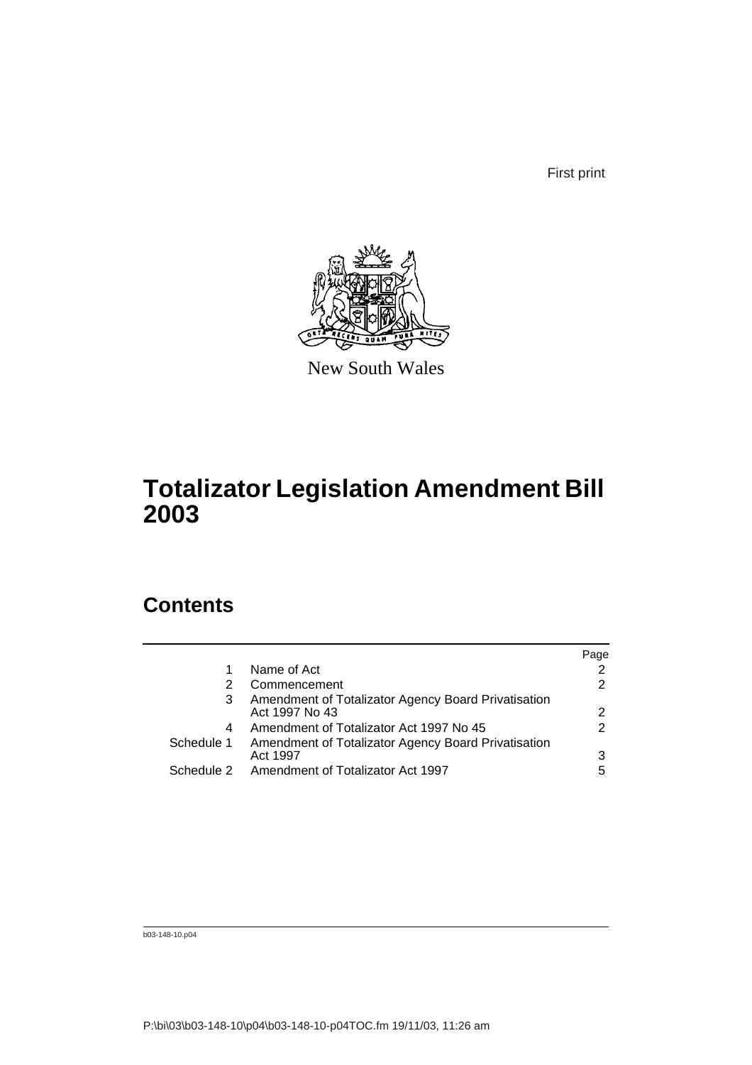First print

New South Wales

# Totalizator Legislation Amendment Bill 2003

## Contents

| | | Page |
|---|---|---|
| 1 | Name of Act | 2 |
| 2 | Commencement | 2 |
| 3 | Amendment of Totalizator Agency Board Privatisation Act 1997 No 43 | 2 |
| 4 | Amendment of Totalizator Act 1997 No 45 | 2 |
| Schedule 1 | Amendment of Totalizator Agency Board Privatisation Act 1997 | 3 |
| Schedule 2 | Amendment of Totalizator Act 1997 | 5 |

b03-148-10.p04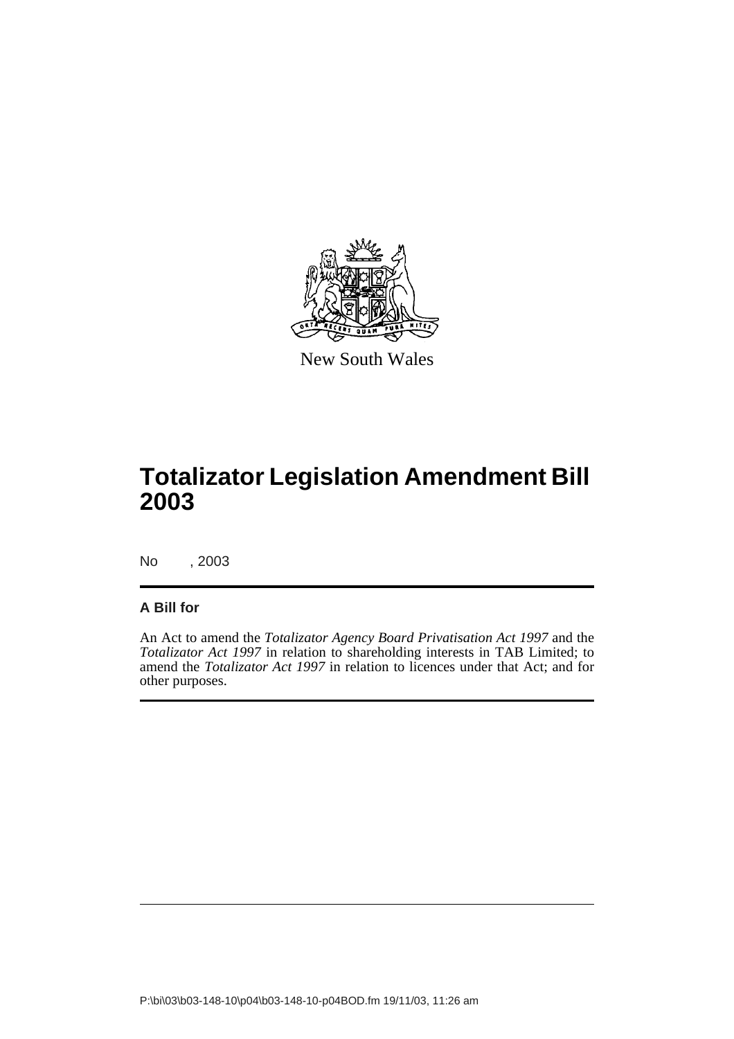New South Wales

# Totalizator Legislation Amendment Bill 2003

No , 2003

**A Bill for**

An Act to amend the *Totalizator Agency Board Privatisation Act 1997* and the *Totalizator Act 1997* in relation to shareholding interests in TAB Limited; to amend the *Totalizator Act 1997* in relation to licences under that Act; and for other purposes.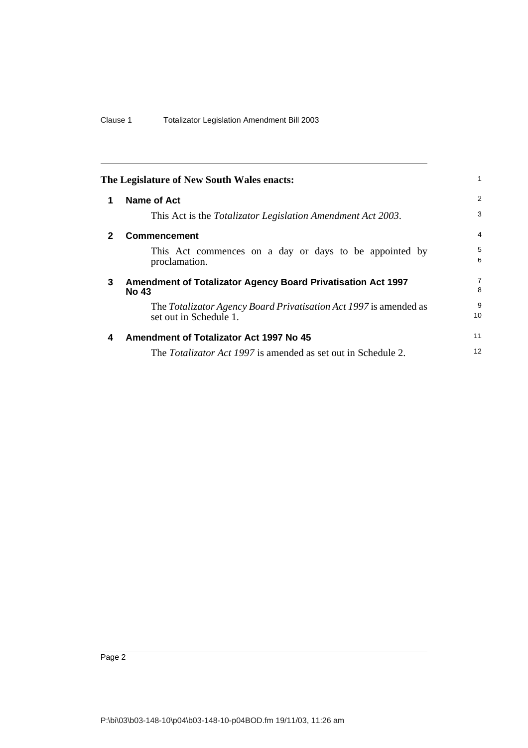**The Legislature of New South Wales enacts:**

## 1 Name of Act

This Act is the *Totalizator Legislation Amendment Act 2003*.

## 2 Commencement

This Act commences on a day or days to be appointed by proclamation.

## 3 Amendment of Totalizator Agency Board Privatisation Act 1997 No 43

The *Totalizator Agency Board Privatisation Act 1997* is amended as set out in Schedule 1.

## 4 Amendment of Totalizator Act 1997 No 45

The *Totalizator Act 1997* is amended as set out in Schedule 2.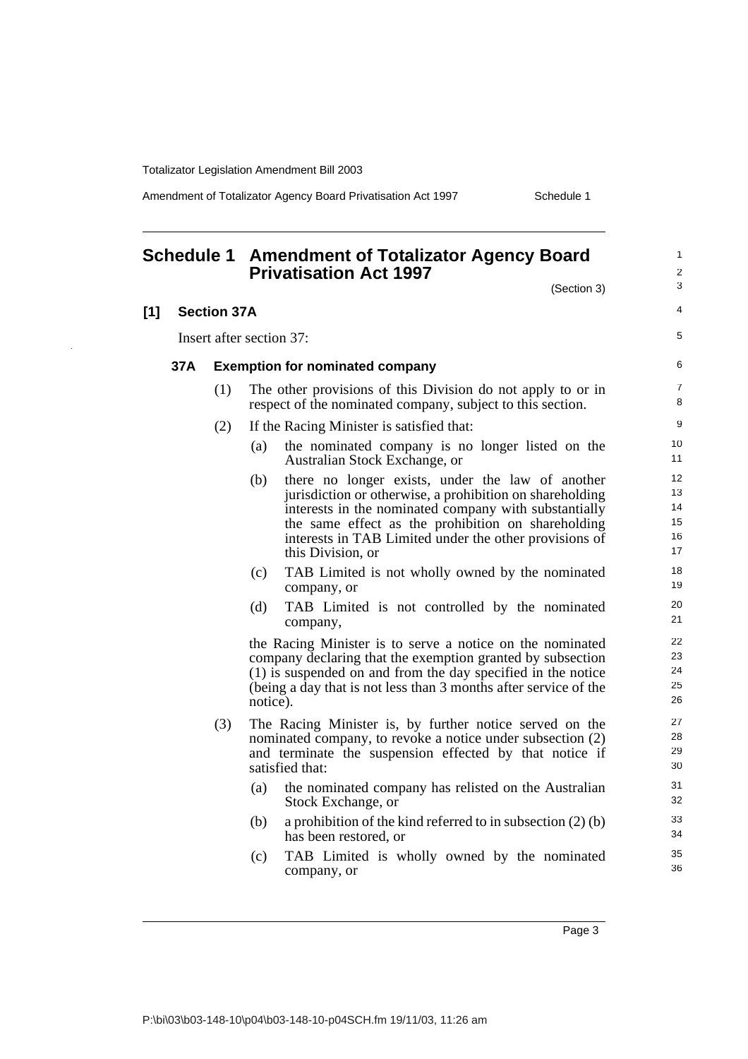# Schedule 1 Amendment of Totalizator Agency Board Privatisation Act 1997

(Section 3)

## [1] Section 37A

Insert after section 37:

### 37A Exemption for nominated company

(1) The other provisions of this Division do not apply to or in respect of the nominated company, subject to this section.

(2) If the Racing Minister is satisfied that:

- (a) the nominated company is no longer listed on the Australian Stock Exchange, or
- (b) there no longer exists, under the law of another jurisdiction or otherwise, a prohibition on shareholding interests in the nominated company with substantially the same effect as the prohibition on shareholding interests in TAB Limited under the other provisions of this Division, or
- (c) TAB Limited is not wholly owned by the nominated company, or
- (d) TAB Limited is not controlled by the nominated company,

the Racing Minister is to serve a notice on the nominated company declaring that the exemption granted by subsection (1) is suspended on and from the day specified in the notice (being a day that is not less than 3 months after service of the notice).

(3) The Racing Minister is, by further notice served on the nominated company, to revoke a notice under subsection (2) and terminate the suspension effected by that notice if satisfied that:

- (a) the nominated company has relisted on the Australian Stock Exchange, or
- (b) a prohibition of the kind referred to in subsection (2) (b) has been restored, or
- (c) TAB Limited is wholly owned by the nominated company, or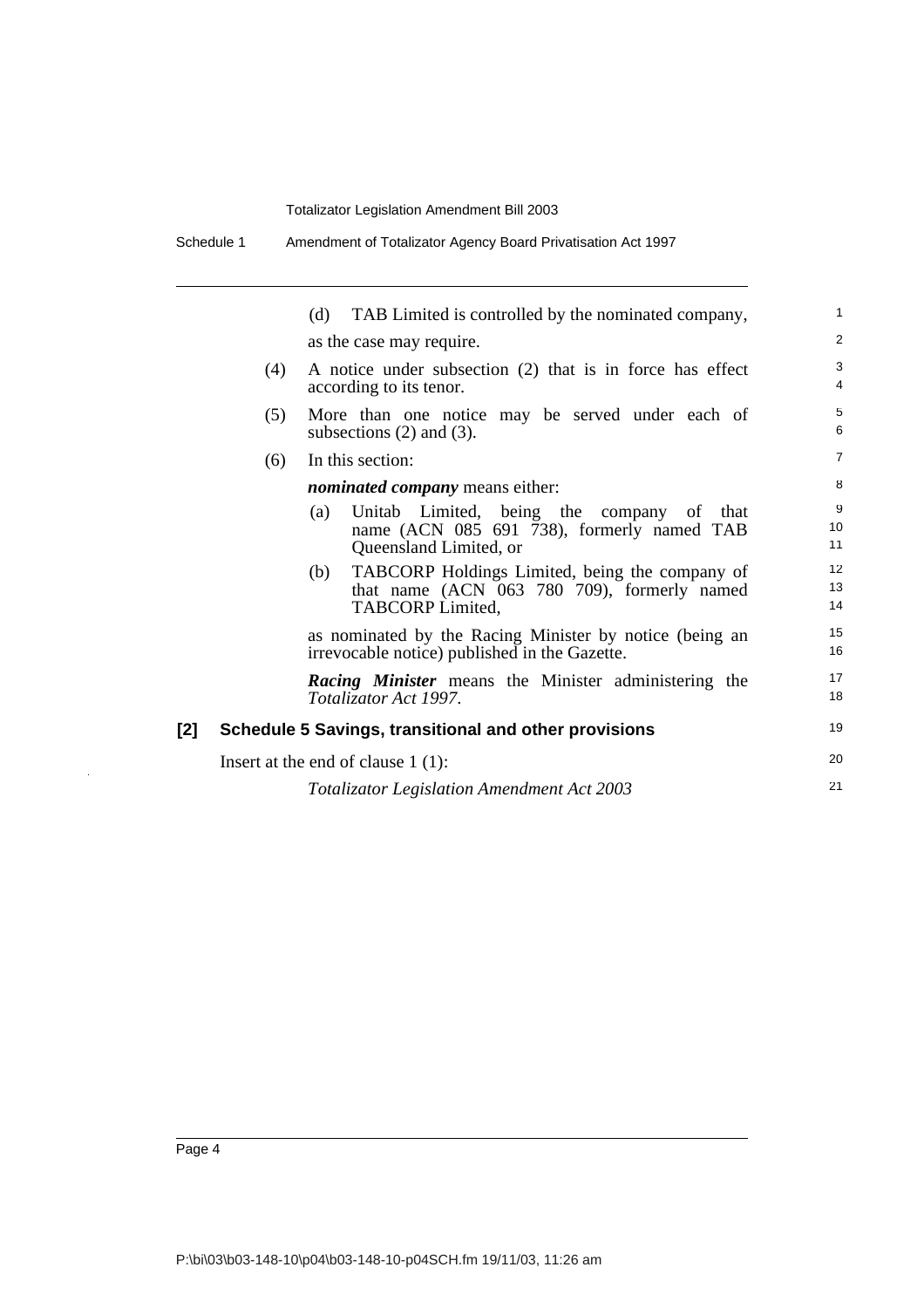(d) TAB Limited is controlled by the nominated company,

as the case may require.

(4) A notice under subsection (2) that is in force has effect according to its tenor.

(5) More than one notice may be served under each of subsections (2) and (3).

(6) In this section:

***nominated company*** means either:

(a) Unitab Limited, being the company of that name (ACN 085 691 738), formerly named TAB Queensland Limited, or

(b) TABCORP Holdings Limited, being the company of that name (ACN 063 780 709), formerly named TABCORP Limited,

as nominated by the Racing Minister by notice (being an irrevocable notice) published in the Gazette.

***Racing Minister*** means the Minister administering the *Totalizator Act 1997*.

### [2] Schedule 5 Savings, transitional and other provisions

Insert at the end of clause 1 (1):

*Totalizator Legislation Amendment Act 2003*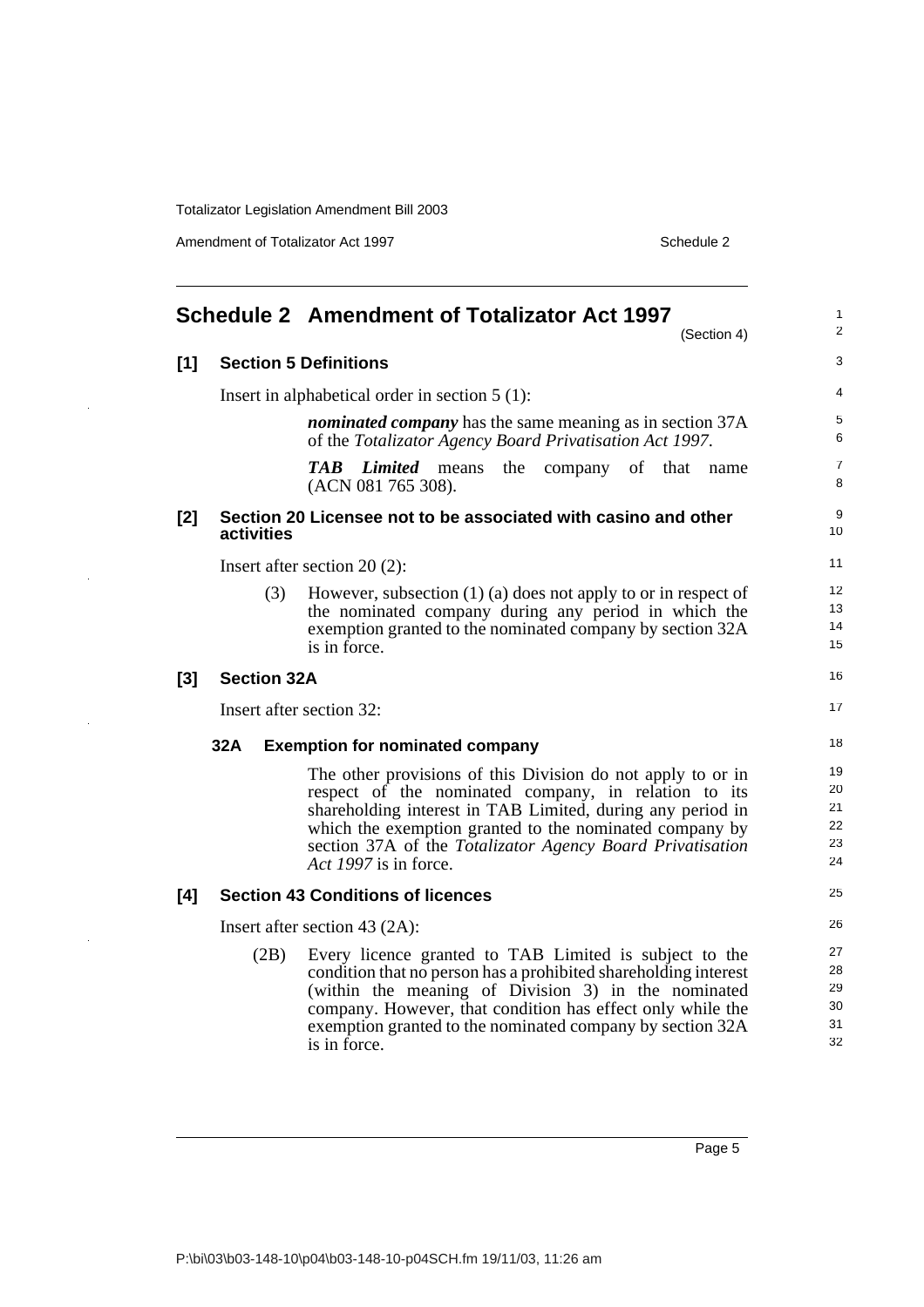# Schedule 2 Amendment of Totalizator Act 1997

(Section 4)

## [1] Section 5 Definitions

Insert in alphabetical order in section 5 (1):

> ***nominated company*** has the same meaning as in section 37A of the *Totalizator Agency Board Privatisation Act 1997*.
>
> ***TAB Limited*** means the company of that name (ACN 081 765 308).

## [2] Section 20 Licensee not to be associated with casino and other activities

Insert after section 20 (2):

> (3) However, subsection (1) (a) does not apply to or in respect of the nominated company during any period in which the exemption granted to the nominated company by section 32A is in force.

## [3] Section 32A

Insert after section 32:

> **32A Exemption for nominated company**
>
> The other provisions of this Division do not apply to or in respect of the nominated company, in relation to its shareholding interest in TAB Limited, during any period in which the exemption granted to the nominated company by section 37A of the *Totalizator Agency Board Privatisation Act 1997* is in force.

## [4] Section 43 Conditions of licences

Insert after section 43 (2A):

> (2B) Every licence granted to TAB Limited is subject to the condition that no person has a prohibited shareholding interest (within the meaning of Division 3) in the nominated company. However, that condition has effect only while the exemption granted to the nominated company by section 32A is in force.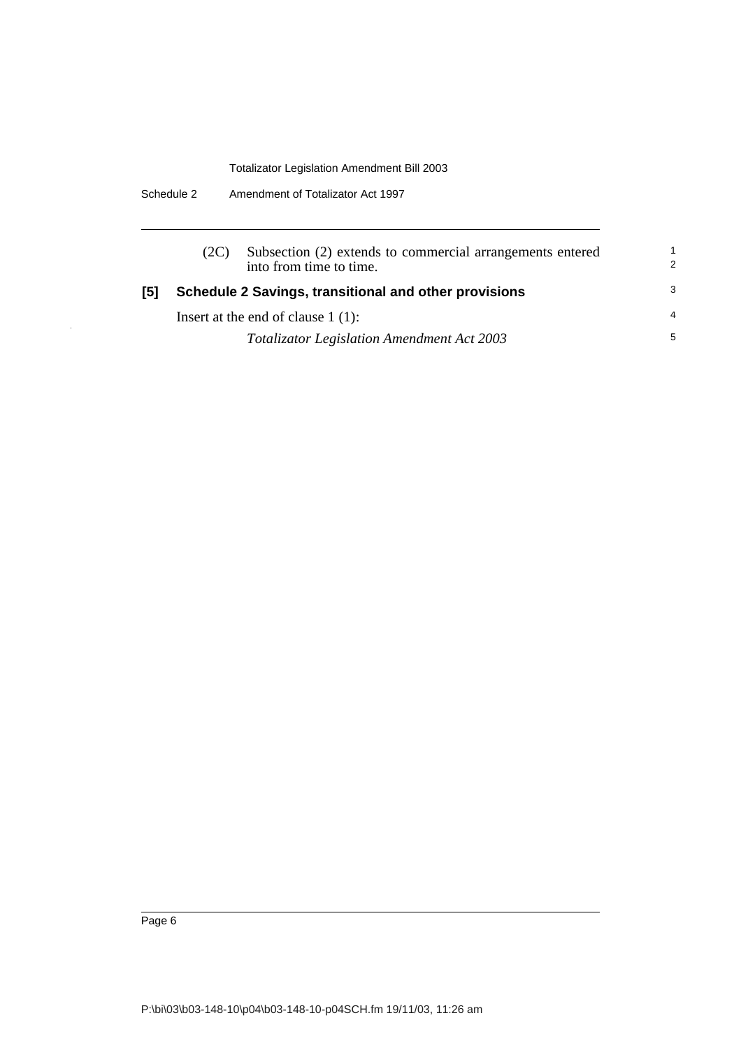(2C) Subsection (2) extends to commercial arrangements entered into from time to time.

**[5] Schedule 2 Savings, transitional and other provisions**

Insert at the end of clause 1 (1):

*Totalizator Legislation Amendment Act 2003*